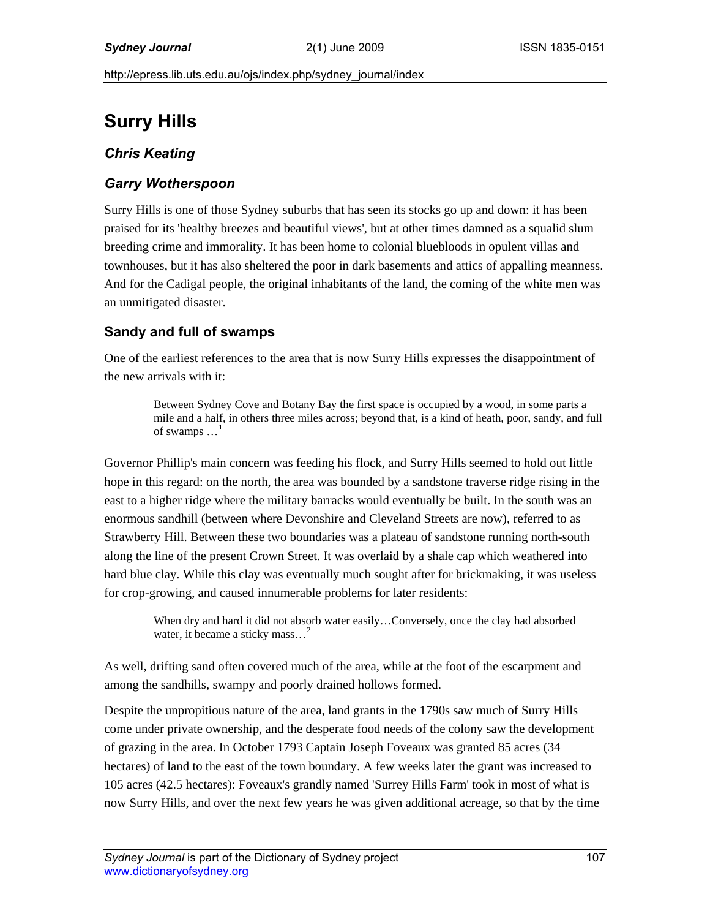# Surry Hills

## *Chris Keating*

## *Garry Wotherspoon*

Surry Hills is one of those Sydney suburbs that has seen its stocks go up and down: it has been praised for its 'healthy breezes and beautiful views', but at other times damned as a squalid slum breeding crime and immorality. It has been home to colonial bluebloods in opulent villas and townhouses, but it has also sheltered the poor in dark basements and attics of appalling meanness. And for the Cadigal people, the original inhabitants of the land, the coming of the white men was an unmitigated disaster.

### Sandy and full of swamps

One of the earliest references to the area that is now Surry Hills expresses the disappointment of the new arrivals with it:

> Between Sydney Cove and Botany Bay the first space is occupied by a wood, in some parts a mile and a half, in others three miles across; beyond that, is a kind of heath, poor, sandy, and full of swamps …[1]

Governor Phillip's main concern was feeding his flock, and Surry Hills seemed to hold out little hope in this regard: on the north, the area was bounded by a sandstone traverse ridge rising in the east to a higher ridge where the military barracks would eventually be built. In the south was an enormous sandhill (between where Devonshire and Cleveland Streets are now), referred to as Strawberry Hill. Between these two boundaries was a plateau of sandstone running north-south along the line of the present Crown Street. It was overlaid by a shale cap which weathered into hard blue clay. While this clay was eventually much sought after for brickmaking, it was useless for crop-growing, and caused innumerable problems for later residents:

> When dry and hard it did not absorb water easily…Conversely, once the clay had absorbed water, it became a sticky mass…[2]

As well, drifting sand often covered much of the area, while at the foot of the escarpment and among the sandhills, swampy and poorly drained hollows formed.

Despite the unpropitious nature of the area, land grants in the 1790s saw much of Surry Hills come under private ownership, and the desperate food needs of the colony saw the development of grazing in the area. In October 1793 Captain Joseph Foveaux was granted 85 acres (34 hectares) of land to the east of the town boundary. A few weeks later the grant was increased to 105 acres (42.5 hectares): Foveaux's grandly named 'Surrey Hills Farm' took in most of what is now Surry Hills, and over the next few years he was given additional acreage, so that by the time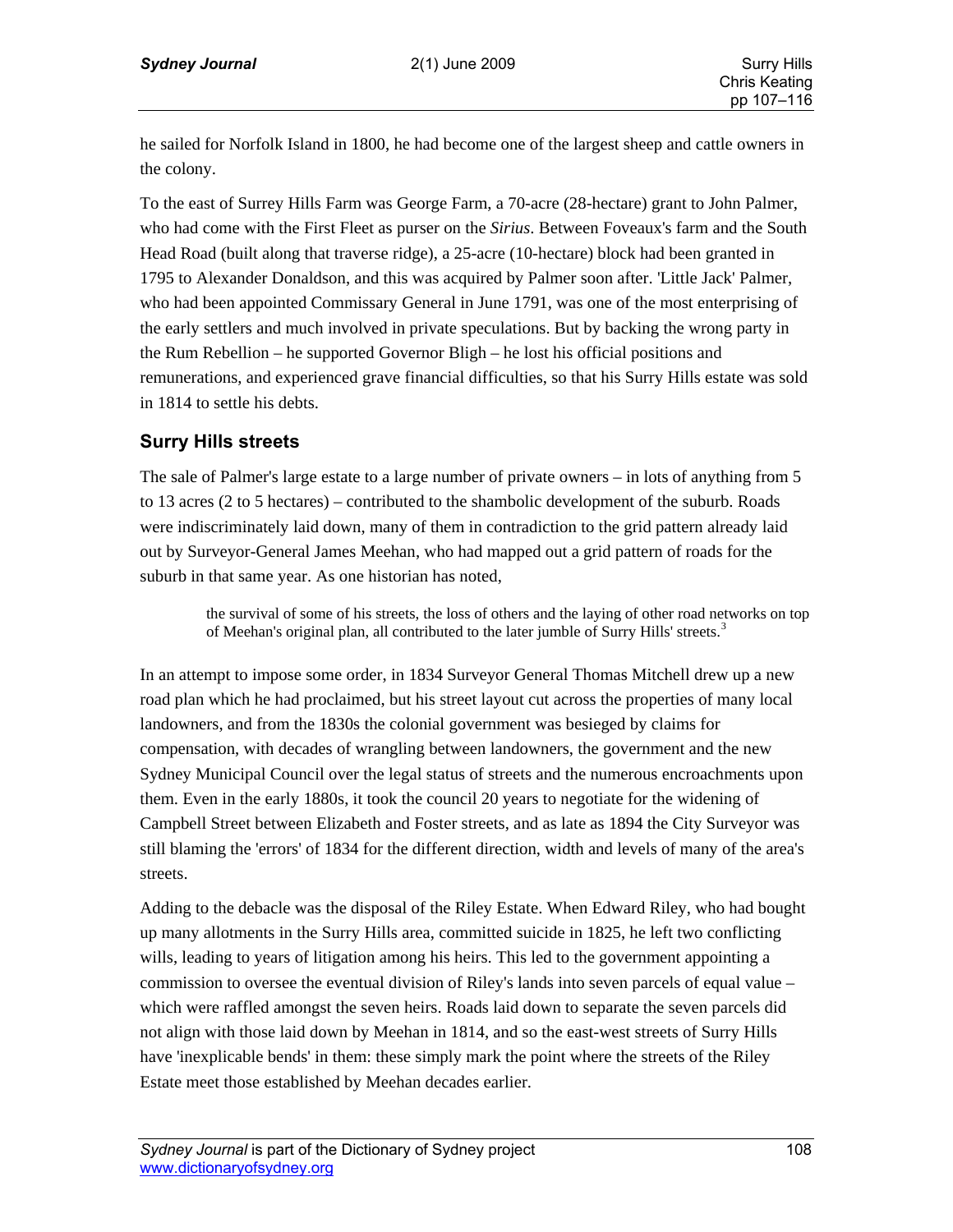he sailed for Norfolk Island in 1800, he had become one of the largest sheep and cattle owners in the colony.

To the east of Surrey Hills Farm was George Farm, a 70-acre (28-hectare) grant to John Palmer, who had come with the First Fleet as purser on the *Sirius*. Between Foveaux's farm and the South Head Road (built along that traverse ridge), a 25-acre (10-hectare) block had been granted in 1795 to Alexander Donaldson, and this was acquired by Palmer soon after. 'Little Jack' Palmer, who had been appointed Commissary General in June 1791, was one of the most enterprising of the early settlers and much involved in private speculations. But by backing the wrong party in the Rum Rebellion – he supported Governor Bligh – he lost his official positions and remunerations, and experienced grave financial difficulties, so that his Surry Hills estate was sold in 1814 to settle his debts.

## Surry Hills streets

The sale of Palmer's large estate to a large number of private owners – in lots of anything from 5 to 13 acres (2 to 5 hectares) – contributed to the shambolic development of the suburb. Roads were indiscriminately laid down, many of them in contradiction to the grid pattern already laid out by Surveyor-General James Meehan, who had mapped out a grid pattern of roads for the suburb in that same year. As one historian has noted,

> the survival of some of his streets, the loss of others and the laying of other road networks on top of Meehan's original plan, all contributed to the later jumble of Surry Hills' streets.[3]

In an attempt to impose some order, in 1834 Surveyor General Thomas Mitchell drew up a new road plan which he had proclaimed, but his street layout cut across the properties of many local landowners, and from the 1830s the colonial government was besieged by claims for compensation, with decades of wrangling between landowners, the government and the new Sydney Municipal Council over the legal status of streets and the numerous encroachments upon them. Even in the early 1880s, it took the council 20 years to negotiate for the widening of Campbell Street between Elizabeth and Foster streets, and as late as 1894 the City Surveyor was still blaming the 'errors' of 1834 for the different direction, width and levels of many of the area's streets.

Adding to the debacle was the disposal of the Riley Estate. When Edward Riley, who had bought up many allotments in the Surry Hills area, committed suicide in 1825, he left two conflicting wills, leading to years of litigation among his heirs. This led to the government appointing a commission to oversee the eventual division of Riley's lands into seven parcels of equal value – which were raffled amongst the seven heirs. Roads laid down to separate the seven parcels did not align with those laid down by Meehan in 1814, and so the east-west streets of Surry Hills have 'inexplicable bends' in them: these simply mark the point where the streets of the Riley Estate meet those established by Meehan decades earlier.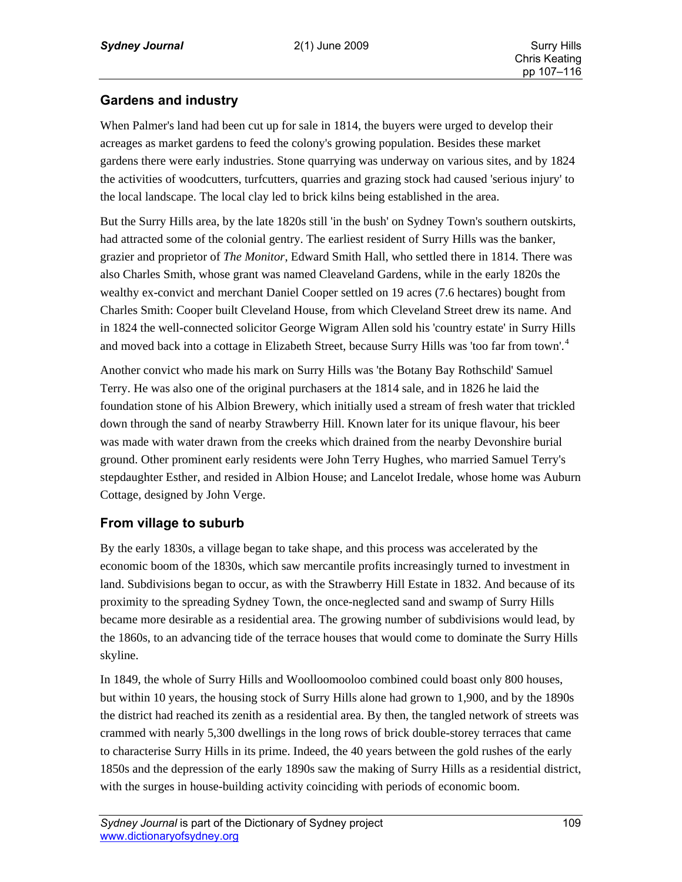## Gardens and industry

When Palmer's land had been cut up for sale in 1814, the buyers were urged to develop their acreages as market gardens to feed the colony's growing population. Besides these market gardens there were early industries. Stone quarrying was underway on various sites, and by 1824 the activities of woodcutters, turfcutters, quarries and grazing stock had caused 'serious injury' to the local landscape. The local clay led to brick kilns being established in the area.

But the Surry Hills area, by the late 1820s still 'in the bush' on Sydney Town's southern outskirts, had attracted some of the colonial gentry. The earliest resident of Surry Hills was the banker, grazier and proprietor of *The Monitor*, Edward Smith Hall, who settled there in 1814. There was also Charles Smith, whose grant was named Cleaveland Gardens, while in the early 1820s the wealthy ex-convict and merchant Daniel Cooper settled on 19 acres (7.6 hectares) bought from Charles Smith: Cooper built Cleveland House, from which Cleveland Street drew its name. And in 1824 the well-connected solicitor George Wigram Allen sold his 'country estate' in Surry Hills and moved back into a cottage in Elizabeth Street, because Surry Hills was 'too far from town'.[4]

Another convict who made his mark on Surry Hills was 'the Botany Bay Rothschild' Samuel Terry. He was also one of the original purchasers at the 1814 sale, and in 1826 he laid the foundation stone of his Albion Brewery, which initially used a stream of fresh water that trickled down through the sand of nearby Strawberry Hill. Known later for its unique flavour, his beer was made with water drawn from the creeks which drained from the nearby Devonshire burial ground. Other prominent early residents were John Terry Hughes, who married Samuel Terry's stepdaughter Esther, and resided in Albion House; and Lancelot Iredale, whose home was Auburn Cottage, designed by John Verge.

## From village to suburb

By the early 1830s, a village began to take shape, and this process was accelerated by the economic boom of the 1830s, which saw mercantile profits increasingly turned to investment in land. Subdivisions began to occur, as with the Strawberry Hill Estate in 1832. And because of its proximity to the spreading Sydney Town, the once-neglected sand and swamp of Surry Hills became more desirable as a residential area. The growing number of subdivisions would lead, by the 1860s, to an advancing tide of the terrace houses that would come to dominate the Surry Hills skyline.

In 1849, the whole of Surry Hills and Woolloomooloo combined could boast only 800 houses, but within 10 years, the housing stock of Surry Hills alone had grown to 1,900, and by the 1890s the district had reached its zenith as a residential area. By then, the tangled network of streets was crammed with nearly 5,300 dwellings in the long rows of brick double-storey terraces that came to characterise Surry Hills in its prime. Indeed, the 40 years between the gold rushes of the early 1850s and the depression of the early 1890s saw the making of Surry Hills as a residential district, with the surges in house-building activity coinciding with periods of economic boom.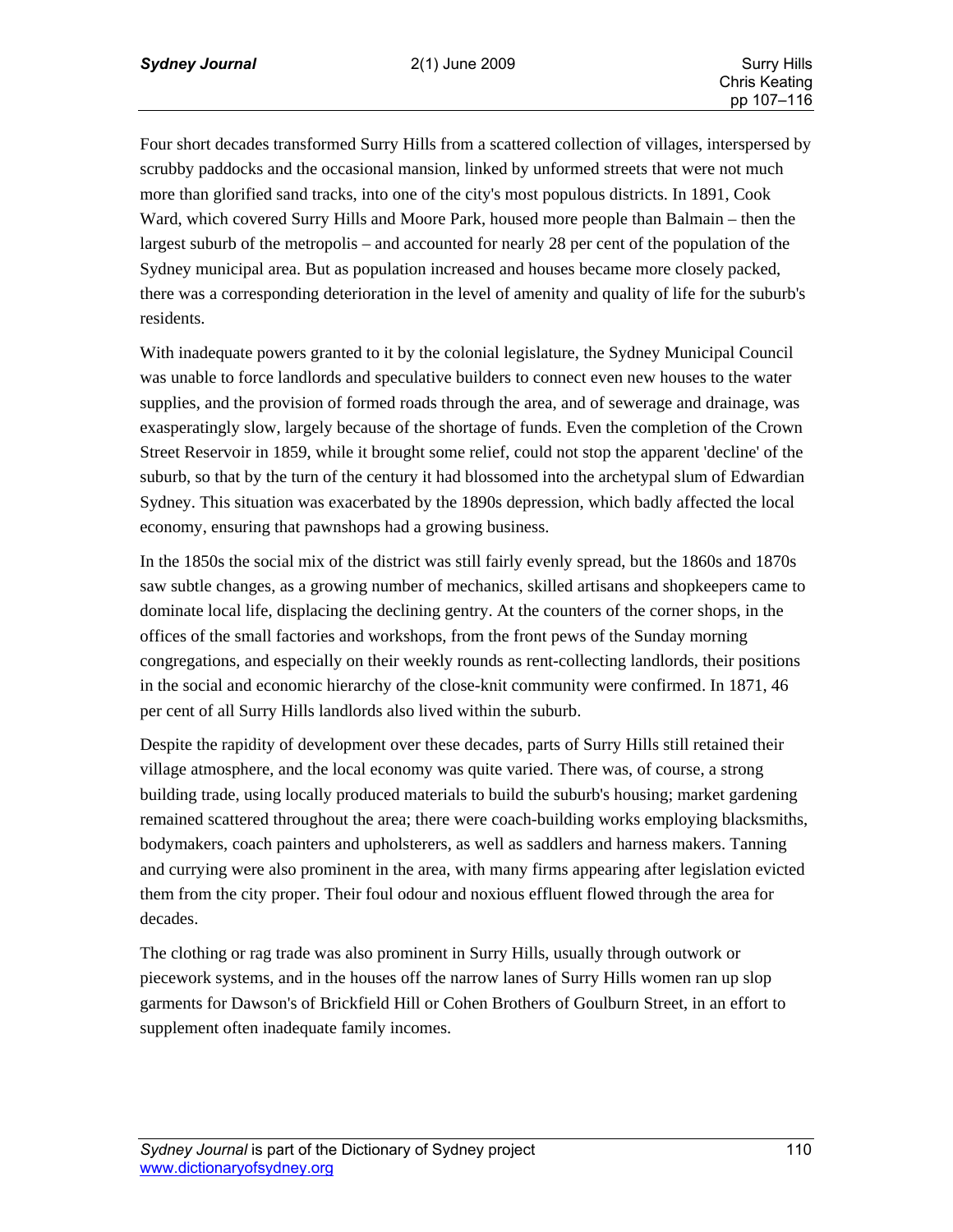Four short decades transformed Surry Hills from a scattered collection of villages, interspersed by scrubby paddocks and the occasional mansion, linked by unformed streets that were not much more than glorified sand tracks, into one of the city's most populous districts. In 1891, Cook Ward, which covered Surry Hills and Moore Park, housed more people than Balmain – then the largest suburb of the metropolis – and accounted for nearly 28 per cent of the population of the Sydney municipal area. But as population increased and houses became more closely packed, there was a corresponding deterioration in the level of amenity and quality of life for the suburb's residents.

With inadequate powers granted to it by the colonial legislature, the Sydney Municipal Council was unable to force landlords and speculative builders to connect even new houses to the water supplies, and the provision of formed roads through the area, and of sewerage and drainage, was exasperatingly slow, largely because of the shortage of funds. Even the completion of the Crown Street Reservoir in 1859, while it brought some relief, could not stop the apparent 'decline' of the suburb, so that by the turn of the century it had blossomed into the archetypal slum of Edwardian Sydney. This situation was exacerbated by the 1890s depression, which badly affected the local economy, ensuring that pawnshops had a growing business.

In the 1850s the social mix of the district was still fairly evenly spread, but the 1860s and 1870s saw subtle changes, as a growing number of mechanics, skilled artisans and shopkeepers came to dominate local life, displacing the declining gentry. At the counters of the corner shops, in the offices of the small factories and workshops, from the front pews of the Sunday morning congregations, and especially on their weekly rounds as rent-collecting landlords, their positions in the social and economic hierarchy of the close-knit community were confirmed. In 1871, 46 per cent of all Surry Hills landlords also lived within the suburb.

Despite the rapidity of development over these decades, parts of Surry Hills still retained their village atmosphere, and the local economy was quite varied. There was, of course, a strong building trade, using locally produced materials to build the suburb's housing; market gardening remained scattered throughout the area; there were coach-building works employing blacksmiths, bodymakers, coach painters and upholsterers, as well as saddlers and harness makers. Tanning and currying were also prominent in the area, with many firms appearing after legislation evicted them from the city proper. Their foul odour and noxious effluent flowed through the area for decades.

The clothing or rag trade was also prominent in Surry Hills, usually through outwork or piecework systems, and in the houses off the narrow lanes of Surry Hills women ran up slop garments for Dawson's of Brickfield Hill or Cohen Brothers of Goulburn Street, in an effort to supplement often inadequate family incomes.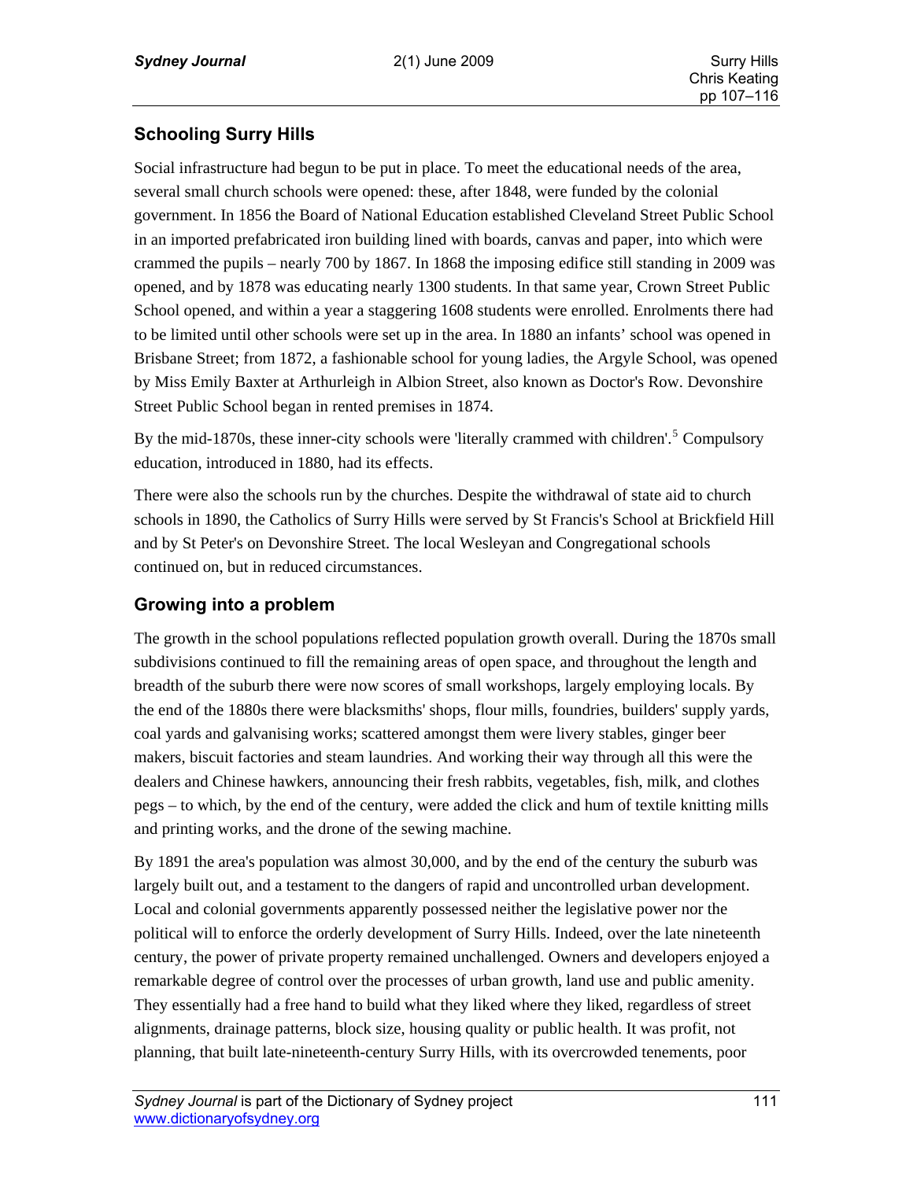## Schooling Surry Hills

Social infrastructure had begun to be put in place. To meet the educational needs of the area, several small church schools were opened: these, after 1848, were funded by the colonial government. In 1856 the Board of National Education established Cleveland Street Public School in an imported prefabricated iron building lined with boards, canvas and paper, into which were crammed the pupils – nearly 700 by 1867. In 1868 the imposing edifice still standing in 2009 was opened, and by 1878 was educating nearly 1300 students. In that same year, Crown Street Public School opened, and within a year a staggering 1608 students were enrolled. Enrolments there had to be limited until other schools were set up in the area. In 1880 an infants' school was opened in Brisbane Street; from 1872, a fashionable school for young ladies, the Argyle School, was opened by Miss Emily Baxter at Arthurleigh in Albion Street, also known as Doctor's Row. Devonshire Street Public School began in rented premises in 1874.

By the mid-1870s, these inner-city schools were 'literally crammed with children'.[5] Compulsory education, introduced in 1880, had its effects.

There were also the schools run by the churches. Despite the withdrawal of state aid to church schools in 1890, the Catholics of Surry Hills were served by St Francis's School at Brickfield Hill and by St Peter's on Devonshire Street. The local Wesleyan and Congregational schools continued on, but in reduced circumstances.

## Growing into a problem

The growth in the school populations reflected population growth overall. During the 1870s small subdivisions continued to fill the remaining areas of open space, and throughout the length and breadth of the suburb there were now scores of small workshops, largely employing locals. By the end of the 1880s there were blacksmiths' shops, flour mills, foundries, builders' supply yards, coal yards and galvanising works; scattered amongst them were livery stables, ginger beer makers, biscuit factories and steam laundries. And working their way through all this were the dealers and Chinese hawkers, announcing their fresh rabbits, vegetables, fish, milk, and clothes pegs – to which, by the end of the century, were added the click and hum of textile knitting mills and printing works, and the drone of the sewing machine.

By 1891 the area's population was almost 30,000, and by the end of the century the suburb was largely built out, and a testament to the dangers of rapid and uncontrolled urban development. Local and colonial governments apparently possessed neither the legislative power nor the political will to enforce the orderly development of Surry Hills. Indeed, over the late nineteenth century, the power of private property remained unchallenged. Owners and developers enjoyed a remarkable degree of control over the processes of urban growth, land use and public amenity. They essentially had a free hand to build what they liked where they liked, regardless of street alignments, drainage patterns, block size, housing quality or public health. It was profit, not planning, that built late-nineteenth-century Surry Hills, with its overcrowded tenements, poor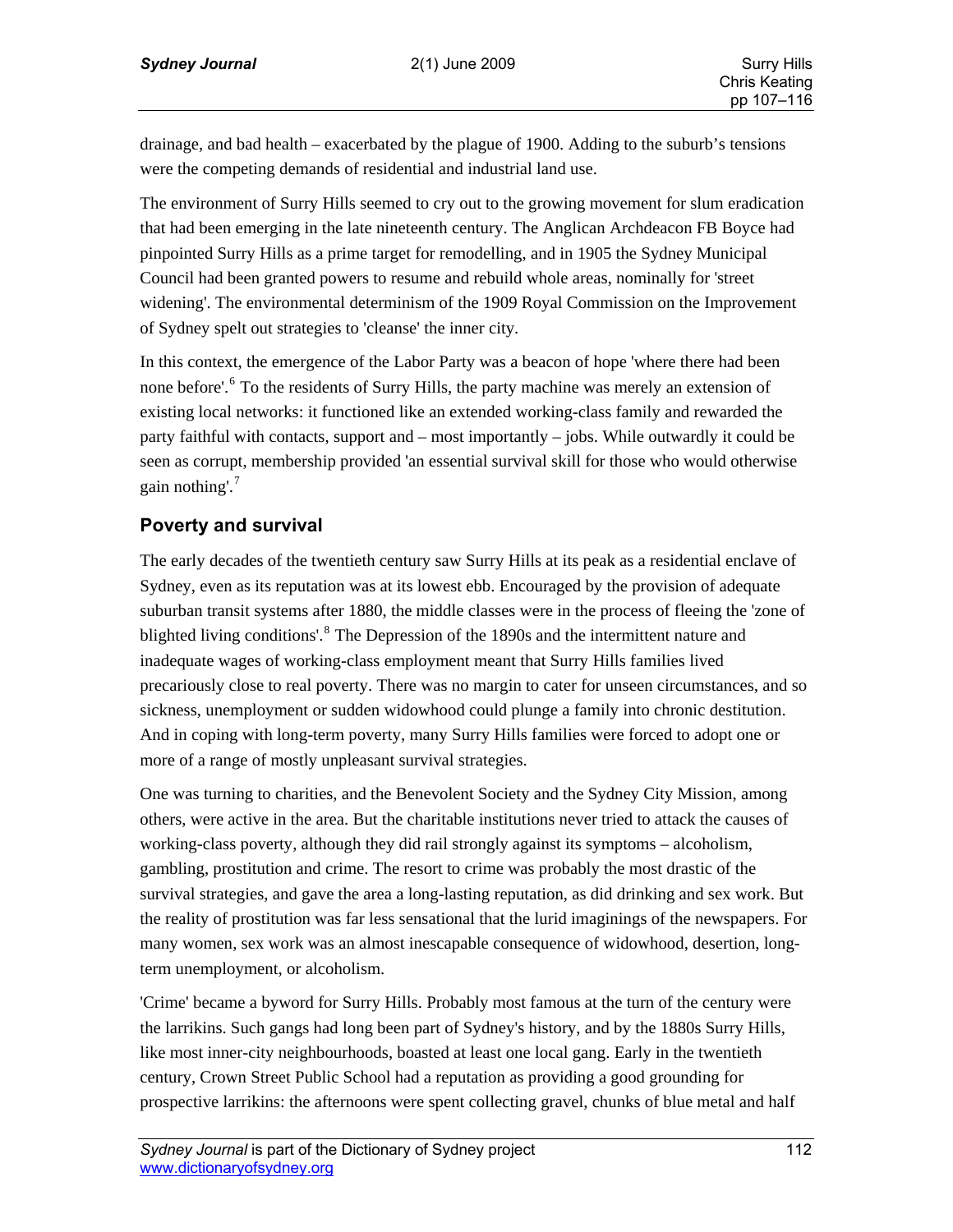drainage, and bad health – exacerbated by the plague of 1900. Adding to the suburb's tensions were the competing demands of residential and industrial land use.

The environment of Surry Hills seemed to cry out to the growing movement for slum eradication that had been emerging in the late nineteenth century. The Anglican Archdeacon FB Boyce had pinpointed Surry Hills as a prime target for remodelling, and in 1905 the Sydney Municipal Council had been granted powers to resume and rebuild whole areas, nominally for 'street widening'. The environmental determinism of the 1909 Royal Commission on the Improvement of Sydney spelt out strategies to 'cleanse' the inner city.

In this context, the emergence of the Labor Party was a beacon of hope 'where there had been none before'.[6] To the residents of Surry Hills, the party machine was merely an extension of existing local networks: it functioned like an extended working-class family and rewarded the party faithful with contacts, support and – most importantly – jobs. While outwardly it could be seen as corrupt, membership provided 'an essential survival skill for those who would otherwise gain nothing'.[7]

## Poverty and survival

The early decades of the twentieth century saw Surry Hills at its peak as a residential enclave of Sydney, even as its reputation was at its lowest ebb. Encouraged by the provision of adequate suburban transit systems after 1880, the middle classes were in the process of fleeing the 'zone of blighted living conditions'.[8] The Depression of the 1890s and the intermittent nature and inadequate wages of working-class employment meant that Surry Hills families lived precariously close to real poverty. There was no margin to cater for unseen circumstances, and so sickness, unemployment or sudden widowhood could plunge a family into chronic destitution. And in coping with long-term poverty, many Surry Hills families were forced to adopt one or more of a range of mostly unpleasant survival strategies.

One was turning to charities, and the Benevolent Society and the Sydney City Mission, among others, were active in the area. But the charitable institutions never tried to attack the causes of working-class poverty, although they did rail strongly against its symptoms – alcoholism, gambling, prostitution and crime. The resort to crime was probably the most drastic of the survival strategies, and gave the area a long-lasting reputation, as did drinking and sex work. But the reality of prostitution was far less sensational that the lurid imaginings of the newspapers. For many women, sex work was an almost inescapable consequence of widowhood, desertion, long-term unemployment, or alcoholism.

'Crime' became a byword for Surry Hills. Probably most famous at the turn of the century were the larrikins. Such gangs had long been part of Sydney's history, and by the 1880s Surry Hills, like most inner-city neighbourhoods, boasted at least one local gang. Early in the twentieth century, Crown Street Public School had a reputation as providing a good grounding for prospective larrikins: the afternoons were spent collecting gravel, chunks of blue metal and half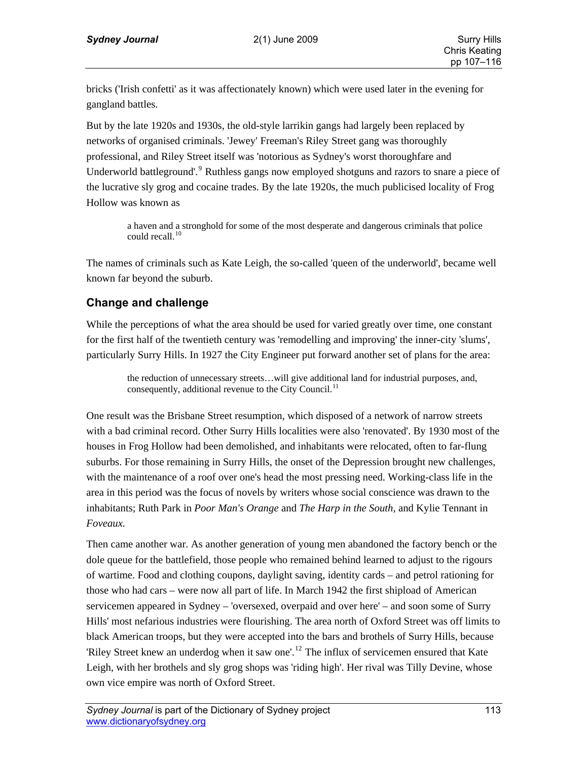bricks ('Irish confetti' as it was affectionately known) which were used later in the evening for gangland battles.

But by the late 1920s and 1930s, the old-style larrikin gangs had largely been replaced by networks of organised criminals. 'Jewey' Freeman's Riley Street gang was thoroughly professional, and Riley Street itself was 'notorious as Sydney's worst thoroughfare and Underworld battleground'.[9] Ruthless gangs now employed shotguns and razors to snare a piece of the lucrative sly grog and cocaine trades. By the late 1920s, the much publicised locality of Frog Hollow was known as

> a haven and a stronghold for some of the most desperate and dangerous criminals that police could recall.[10]

The names of criminals such as Kate Leigh, the so-called 'queen of the underworld', became well known far beyond the suburb.

## Change and challenge

While the perceptions of what the area should be used for varied greatly over time, one constant for the first half of the twentieth century was 'remodelling and improving' the inner-city 'slums', particularly Surry Hills. In 1927 the City Engineer put forward another set of plans for the area:

> the reduction of unnecessary streets…will give additional land for industrial purposes, and, consequently, additional revenue to the City Council.[11]

One result was the Brisbane Street resumption, which disposed of a network of narrow streets with a bad criminal record. Other Surry Hills localities were also 'renovated'. By 1930 most of the houses in Frog Hollow had been demolished, and inhabitants were relocated, often to far-flung suburbs. For those remaining in Surry Hills, the onset of the Depression brought new challenges, with the maintenance of a roof over one's head the most pressing need. Working-class life in the area in this period was the focus of novels by writers whose social conscience was drawn to the inhabitants; Ruth Park in *Poor Man's Orange* and *The Harp in the South,* and Kylie Tennant in *Foveaux.*

Then came another war. As another generation of young men abandoned the factory bench or the dole queue for the battlefield, those people who remained behind learned to adjust to the rigours of wartime. Food and clothing coupons, daylight saving, identity cards – and petrol rationing for those who had cars – were now all part of life. In March 1942 the first shipload of American servicemen appeared in Sydney – 'oversexed, overpaid and over here' – and soon some of Surry Hills' most nefarious industries were flourishing. The area north of Oxford Street was off limits to black American troops, but they were accepted into the bars and brothels of Surry Hills, because 'Riley Street knew an underdog when it saw one'.[12] The influx of servicemen ensured that Kate Leigh, with her brothels and sly grog shops was 'riding high'. Her rival was Tilly Devine, whose own vice empire was north of Oxford Street.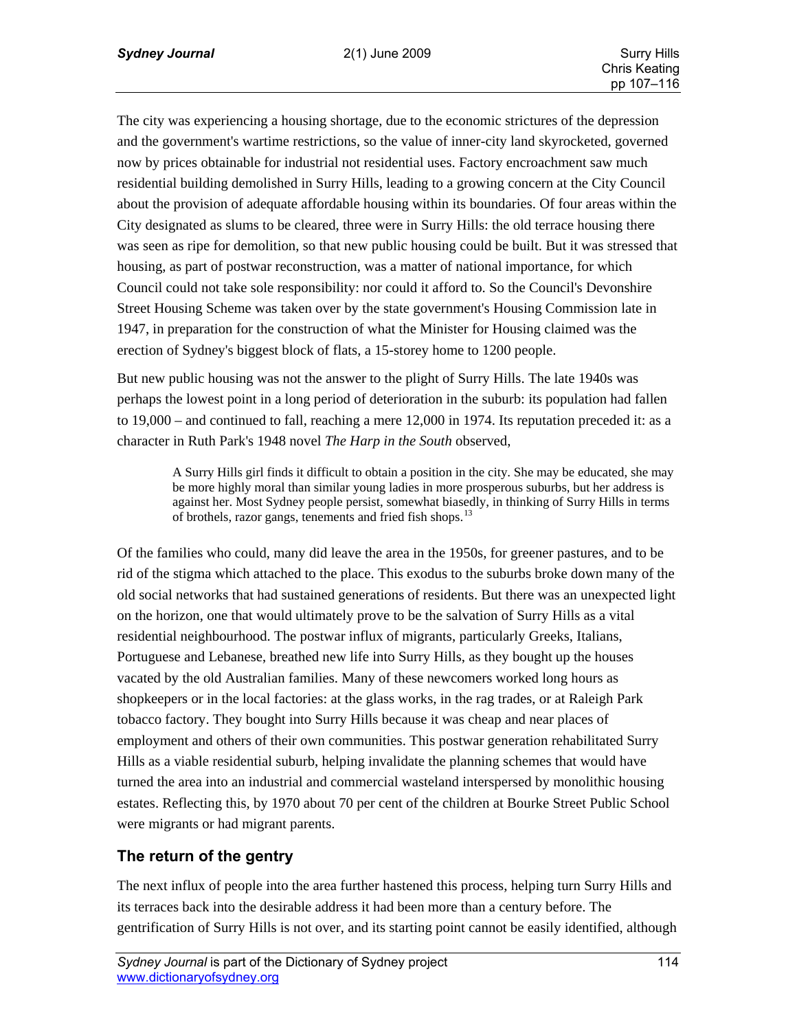The city was experiencing a housing shortage, due to the economic strictures of the depression and the government's wartime restrictions, so the value of inner-city land skyrocketed, governed now by prices obtainable for industrial not residential uses. Factory encroachment saw much residential building demolished in Surry Hills, leading to a growing concern at the City Council about the provision of adequate affordable housing within its boundaries. Of four areas within the City designated as slums to be cleared, three were in Surry Hills: the old terrace housing there was seen as ripe for demolition, so that new public housing could be built. But it was stressed that housing, as part of postwar reconstruction, was a matter of national importance, for which Council could not take sole responsibility: nor could it afford to. So the Council's Devonshire Street Housing Scheme was taken over by the state government's Housing Commission late in 1947, in preparation for the construction of what the Minister for Housing claimed was the erection of Sydney's biggest block of flats, a 15-storey home to 1200 people.

But new public housing was not the answer to the plight of Surry Hills. The late 1940s was perhaps the lowest point in a long period of deterioration in the suburb: its population had fallen to 19,000 – and continued to fall, reaching a mere 12,000 in 1974. Its reputation preceded it: as a character in Ruth Park's 1948 novel *The Harp in the South* observed,

> A Surry Hills girl finds it difficult to obtain a position in the city. She may be educated, she may be more highly moral than similar young ladies in more prosperous suburbs, but her address is against her. Most Sydney people persist, somewhat biasedly, in thinking of Surry Hills in terms of brothels, razor gangs, tenements and fried fish shops.[13]

Of the families who could, many did leave the area in the 1950s, for greener pastures, and to be rid of the stigma which attached to the place. This exodus to the suburbs broke down many of the old social networks that had sustained generations of residents. But there was an unexpected light on the horizon, one that would ultimately prove to be the salvation of Surry Hills as a vital residential neighbourhood. The postwar influx of migrants, particularly Greeks, Italians, Portuguese and Lebanese, breathed new life into Surry Hills, as they bought up the houses vacated by the old Australian families. Many of these newcomers worked long hours as shopkeepers or in the local factories: at the glass works, in the rag trades, or at Raleigh Park tobacco factory. They bought into Surry Hills because it was cheap and near places of employment and others of their own communities. This postwar generation rehabilitated Surry Hills as a viable residential suburb, helping invalidate the planning schemes that would have turned the area into an industrial and commercial wasteland interspersed by monolithic housing estates. Reflecting this, by 1970 about 70 per cent of the children at Bourke Street Public School were migrants or had migrant parents.

## The return of the gentry

The next influx of people into the area further hastened this process, helping turn Surry Hills and its terraces back into the desirable address it had been more than a century before. The gentrification of Surry Hills is not over, and its starting point cannot be easily identified, although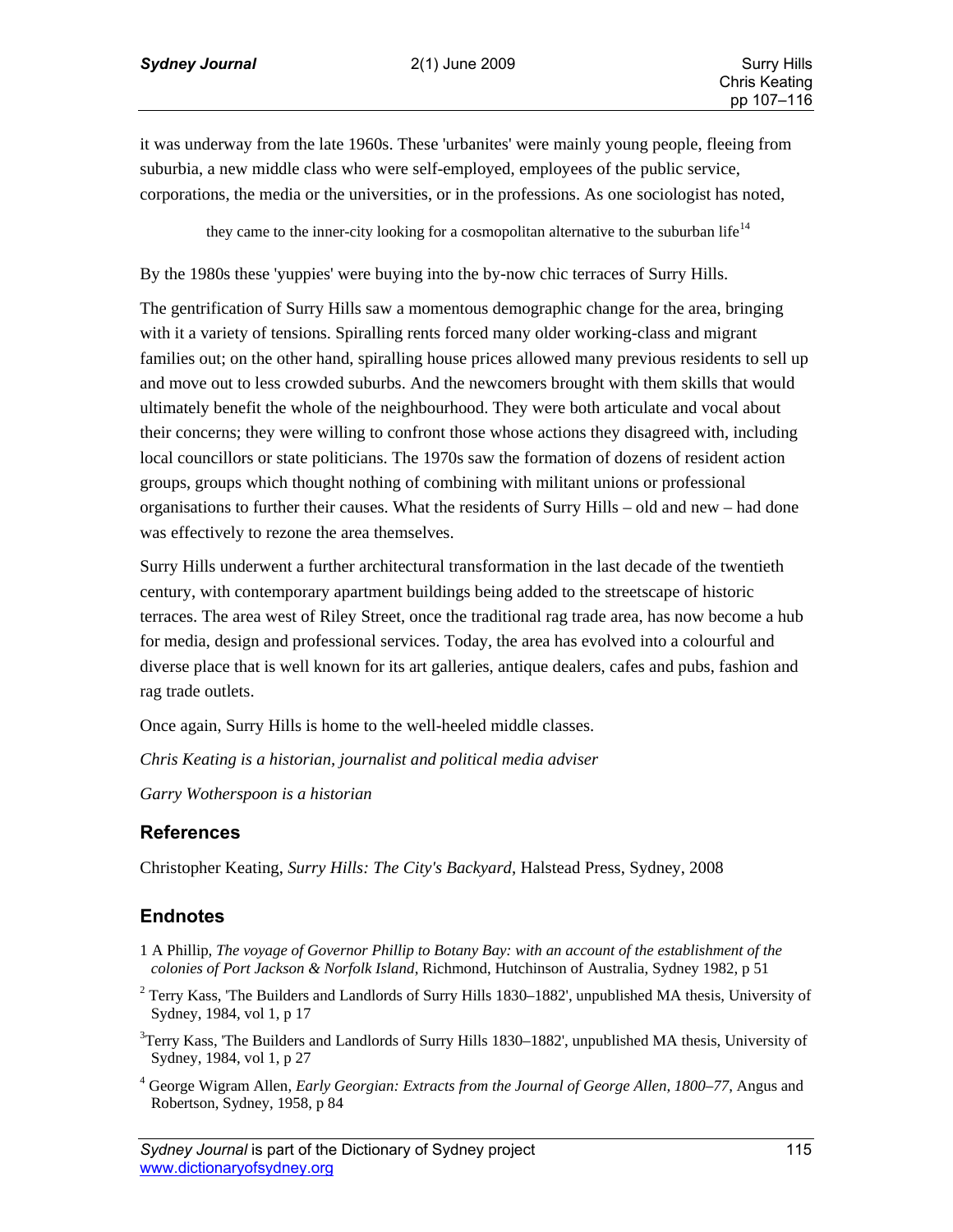it was underway from the late 1960s. These 'urbanites' were mainly young people, fleeing from suburbia, a new middle class who were self-employed, employees of the public service, corporations, the media or the universities, or in the professions. As one sociologist has noted,

> they came to the inner-city looking for a cosmopolitan alternative to the suburban life[14]

By the 1980s these 'yuppies' were buying into the by-now chic terraces of Surry Hills.

The gentrification of Surry Hills saw a momentous demographic change for the area, bringing with it a variety of tensions. Spiralling rents forced many older working-class and migrant families out; on the other hand, spiralling house prices allowed many previous residents to sell up and move out to less crowded suburbs. And the newcomers brought with them skills that would ultimately benefit the whole of the neighbourhood. They were both articulate and vocal about their concerns; they were willing to confront those whose actions they disagreed with, including local councillors or state politicians. The 1970s saw the formation of dozens of resident action groups, groups which thought nothing of combining with militant unions or professional organisations to further their causes. What the residents of Surry Hills – old and new – had done was effectively to rezone the area themselves.

Surry Hills underwent a further architectural transformation in the last decade of the twentieth century, with contemporary apartment buildings being added to the streetscape of historic terraces. The area west of Riley Street, once the traditional rag trade area, has now become a hub for media, design and professional services. Today, the area has evolved into a colourful and diverse place that is well known for its art galleries, antique dealers, cafes and pubs, fashion and rag trade outlets.

Once again, Surry Hills is home to the well-heeled middle classes.

*Chris Keating is a historian, journalist and political media adviser*

*Garry Wotherspoon is a historian*

## References

Christopher Keating, *Surry Hills: The City's Backyard*, Halstead Press, Sydney, 2008

## Endnotes

1 A Phillip, *The voyage of Governor Phillip to Botany Bay: with an account of the establishment of the colonies of Port Jackson & Norfolk Island*, Richmond, Hutchinson of Australia, Sydney 1982, p 51

2 Terry Kass, 'The Builders and Landlords of Surry Hills 1830–1882', unpublished MA thesis, University of Sydney, 1984, vol 1, p 17

3 Terry Kass, 'The Builders and Landlords of Surry Hills 1830–1882', unpublished MA thesis, University of Sydney, 1984, vol 1, p 27

4 George Wigram Allen, *Early Georgian: Extracts from the Journal of George Allen, 1800–77*, Angus and Robertson, Sydney, 1958, p 84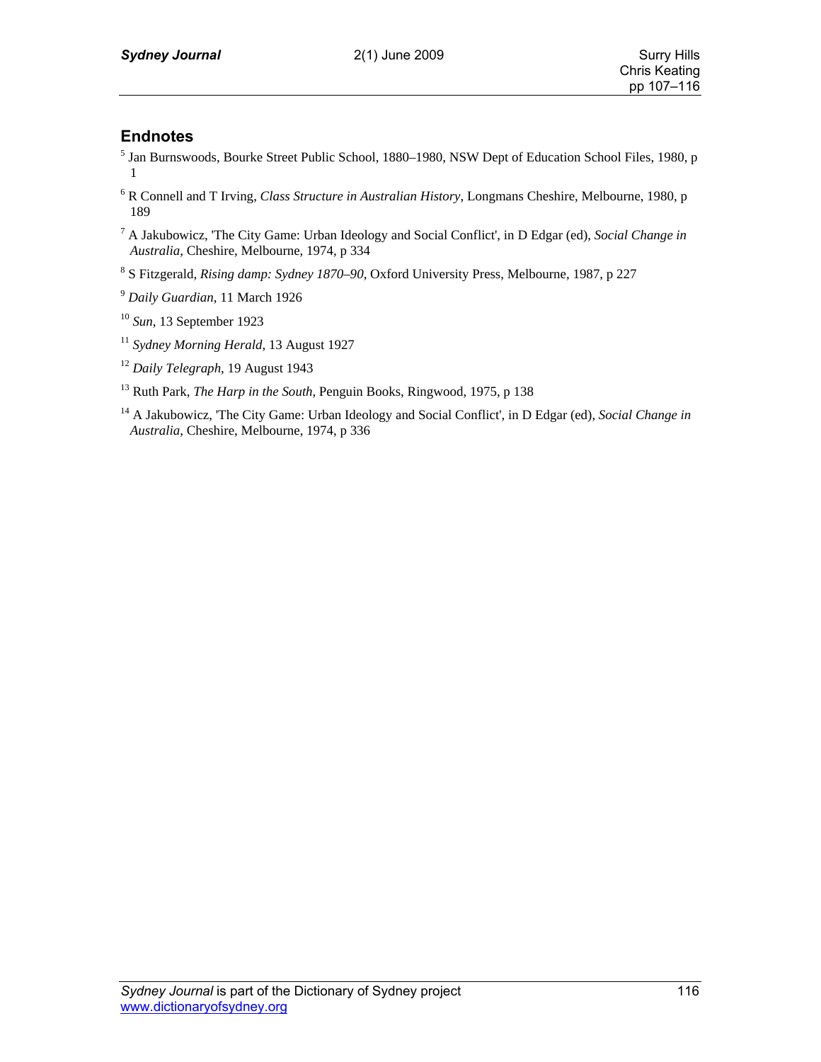## Endnotes

[5] Jan Burnswoods, Bourke Street Public School, 1880–1980, NSW Dept of Education School Files, 1980, p 1

[6] R Connell and T Irving, *Class Structure in Australian History*, Longmans Cheshire, Melbourne, 1980, p 189

[7] A Jakubowicz, 'The City Game: Urban Ideology and Social Conflict', in D Edgar (ed), *Social Change in Australia*, Cheshire, Melbourne, 1974, p 334

[8] S Fitzgerald, *Rising damp: Sydney 1870–90*, Oxford University Press, Melbourne, 1987, p 227

[9] *Daily Guardian*, 11 March 1926

[10] *Sun*, 13 September 1923

[11] *Sydney Morning Herald*, 13 August 1927

[12] *Daily Telegraph*, 19 August 1943

[13] Ruth Park, *The Harp in the South*, Penguin Books, Ringwood, 1975, p 138

[14] A Jakubowicz, 'The City Game: Urban Ideology and Social Conflict', in D Edgar (ed), *Social Change in Australia*, Cheshire, Melbourne, 1974, p 336